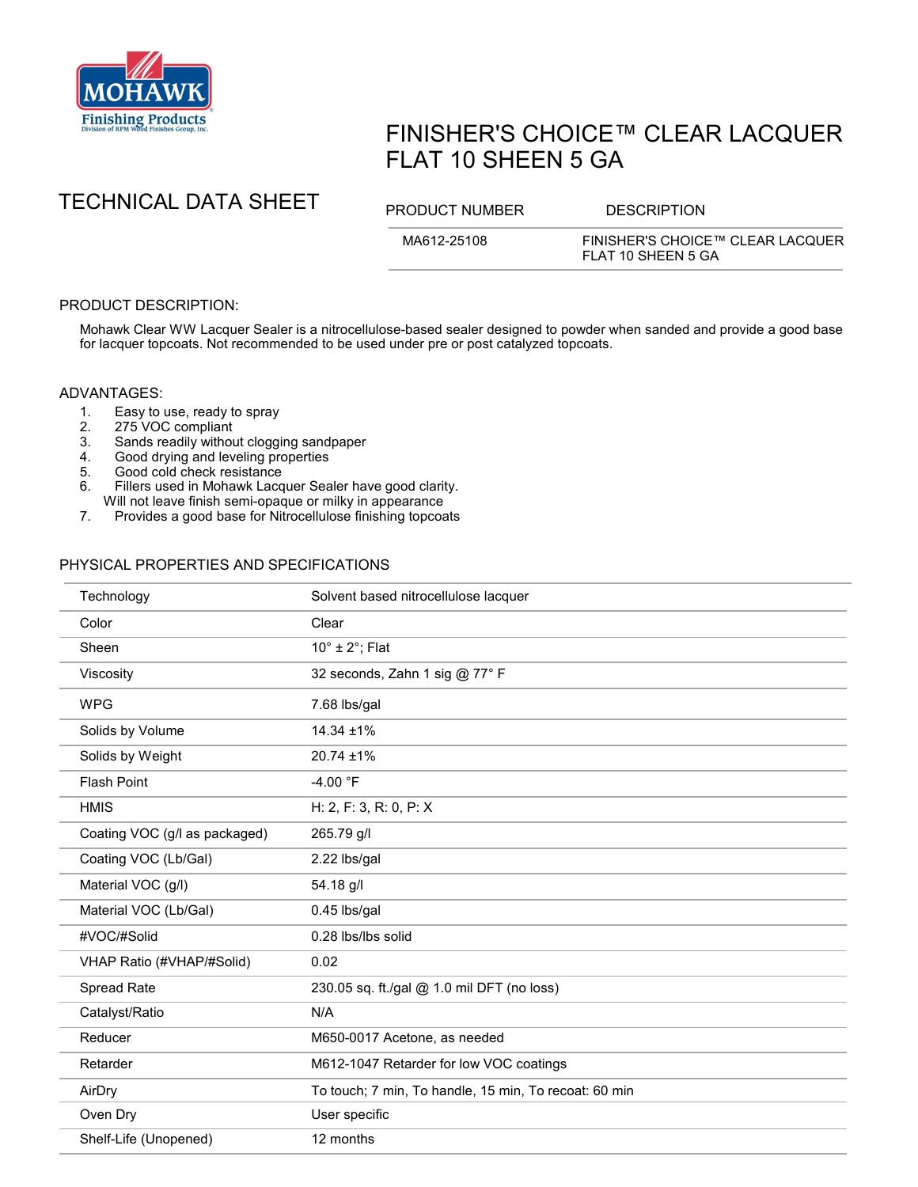Mohawk Finishing Products
Division of RPM Wood Finishes Group, Inc.

# FINISHER'S CHOICE™ CLEAR LACQUER FLAT 10 SHEEN 5 GA

## TECHNICAL DATA SHEET

| PRODUCT NUMBER | DESCRIPTION |
|---|---|
| MA612-25108 | FINISHER'S CHOICE™ CLEAR LACQUER FLAT 10 SHEEN 5 GA |

### PRODUCT DESCRIPTION:

Mohawk Clear WW Lacquer Sealer is a nitrocellulose-based sealer designed to powder when sanded and provide a good base for lacquer topcoats. Not recommended to be used under pre or post catalyzed topcoats.

### ADVANTAGES:

1. Easy to use, ready to spray
2. 275 VOC compliant
3. Sands readily without clogging sandpaper
4. Good drying and leveling properties
5. Good cold check resistance
6. Fillers used in Mohawk Lacquer Sealer have good clarity. Will not leave finish semi-opaque or milky in appearance
7. Provides a good base for Nitrocellulose finishing topcoats

### PHYSICAL PROPERTIES AND SPECIFICATIONS

| | |
|---|---|
| Technology | Solvent based nitrocellulose lacquer |
| Color | Clear |
| Sheen | 10° ± 2°; Flat |
| Viscosity | 32 seconds, Zahn 1 sig @ 77° F |
| WPG | 7.68 lbs/gal |
| Solids by Volume | 14.34 ±1% |
| Solids by Weight | 20.74 ±1% |
| Flash Point | -4.00 °F |
| HMIS | H: 2, F: 3, R: 0, P: X |
| Coating VOC (g/l as packaged) | 265.79 g/l |
| Coating VOC (Lb/Gal) | 2.22 lbs/gal |
| Material VOC (g/l) | 54.18 g/l |
| Material VOC (Lb/Gal) | 0.45 lbs/gal |
| #VOC/#Solid | 0.28 lbs/lbs solid |
| VHAP Ratio (#VHAP/#Solid) | 0.02 |
| Spread Rate | 230.05 sq. ft./gal @ 1.0 mil DFT (no loss) |
| Catalyst/Ratio | N/A |
| Reducer | M650-0017 Acetone, as needed |
| Retarder | M612-1047 Retarder for low VOC coatings |
| AirDry | To touch; 7 min, To handle, 15 min, To recoat: 60 min |
| Oven Dry | User specific |
| Shelf-Life (Unopened) | 12 months |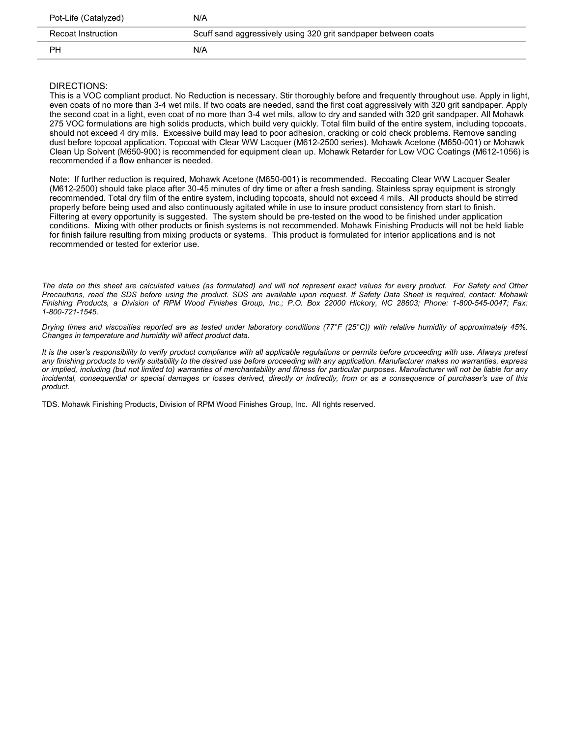| | |
|---|---|
| Pot-Life (Catalyzed) | N/A |
| Recoat Instruction | Scuff sand aggressively using 320 grit sandpaper between coats |
| PH | N/A |

DIRECTIONS:
This is a VOC compliant product. No Reduction is necessary. Stir thoroughly before and frequently throughout use. Apply in light, even coats of no more than 3-4 wet mils. If two coats are needed, sand the first coat aggressively with 320 grit sandpaper. Apply the second coat in a light, even coat of no more than 3-4 wet mils, allow to dry and sanded with 320 grit sandpaper. All Mohawk 275 VOC formulations are high solids products, which build very quickly. Total film build of the entire system, including topcoats, should not exceed 4 dry mils. Excessive build may lead to poor adhesion, cracking or cold check problems. Remove sanding dust before topcoat application. Topcoat with Clear WW Lacquer (M612-2500 series). Mohawk Acetone (M650-001) or Mohawk Clean Up Solvent (M650-900) is recommended for equipment clean up. Mohawk Retarder for Low VOC Coatings (M612-1056) is recommended if a flow enhancer is needed.

Note: If further reduction is required, Mohawk Acetone (M650-001) is recommended. Recoating Clear WW Lacquer Sealer (M612-2500) should take place after 30-45 minutes of dry time or after a fresh sanding. Stainless spray equipment is strongly recommended. Total dry film of the entire system, including topcoats, should not exceed 4 mils. All products should be stirred properly before being used and also continuously agitated while in use to insure product consistency from start to finish. Filtering at every opportunity is suggested. The system should be pre-tested on the wood to be finished under application conditions. Mixing with other products or finish systems is not recommended. Mohawk Finishing Products will not be held liable for finish failure resulting from mixing products or systems. This product is formulated for interior applications and is not recommended or tested for exterior use.

*The data on this sheet are calculated values (as formulated) and will not represent exact values for every product. For Safety and Other Precautions, read the SDS before using the product. SDS are available upon request. If Safety Data Sheet is required, contact: Mohawk Finishing Products, a Division of RPM Wood Finishes Group, Inc.; P.O. Box 22000 Hickory, NC 28603; Phone: 1-800-545-0047; Fax: 1-800-721-1545.*

*Drying times and viscosities reported are as tested under laboratory conditions (77°F (25°C)) with relative humidity of approximately 45%. Changes in temperature and humidity will affect product data.*

*It is the user's responsibility to verify product compliance with all applicable regulations or permits before proceeding with use. Always pretest any finishing products to verify suitability to the desired use before proceeding with any application. Manufacturer makes no warranties, express or implied, including (but not limited to) warranties of merchantability and fitness for particular purposes. Manufacturer will not be liable for any incidental, consequential or special damages or losses derived, directly or indirectly, from or as a consequence of purchaser's use of this product.*

TDS. Mohawk Finishing Products, Division of RPM Wood Finishes Group, Inc. All rights reserved.